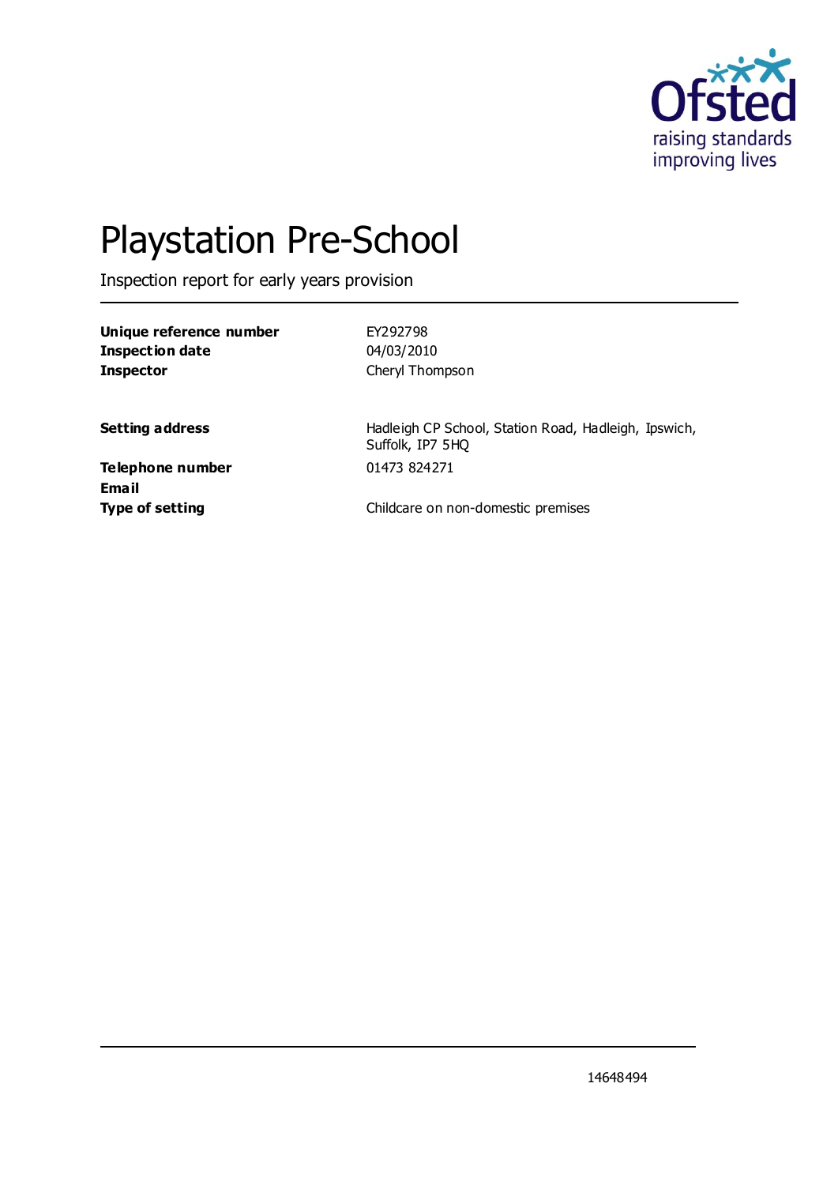# Playstation Pre-School

Inspection report for early years provision

| | |
|---|---|
| **Unique reference number** | EY292798 |
| **Inspection date** | 04/03/2010 |
| **Inspector** | Cheryl Thompson |
| **Setting address** | Hadleigh CP School, Station Road, Hadleigh, Ipswich, Suffolk, IP7 5HQ |
| **Telephone number** | 01473 824271 |
| **Email** | |
| **Type of setting** | Childcare on non-domestic premises |

14648494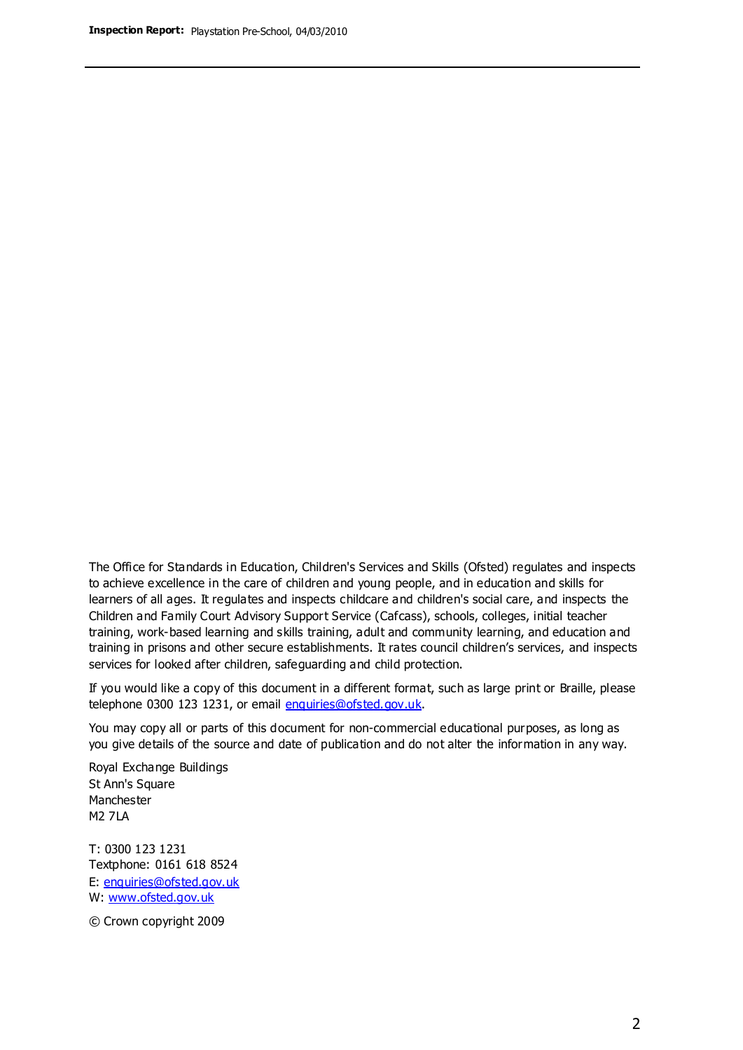The Office for Standards in Education, Children's Services and Skills (Ofsted) regulates and inspects to achieve excellence in the care of children and young people, and in education and skills for learners of all ages. It regulates and inspects childcare and children's social care, and inspects the Children and Family Court Advisory Support Service (Cafcass), schools, colleges, initial teacher training, work-based learning and skills training, adult and community learning, and education and training in prisons and other secure establishments. It rates council children's services, and inspects services for looked after children, safeguarding and child protection.

If you would like a copy of this document in a different format, such as large print or Braille, please telephone 0300 123 1231, or email enquiries@ofsted.gov.uk.

You may copy all or parts of this document for non-commercial educational purposes, as long as you give details of the source and date of publication and do not alter the information in any way.

Royal Exchange Buildings
St Ann's Square
Manchester
M2 7LA

T: 0300 123 1231
Textphone: 0161 618 8524
E: enquiries@ofsted.gov.uk
W: www.ofsted.gov.uk

© Crown copyright 2009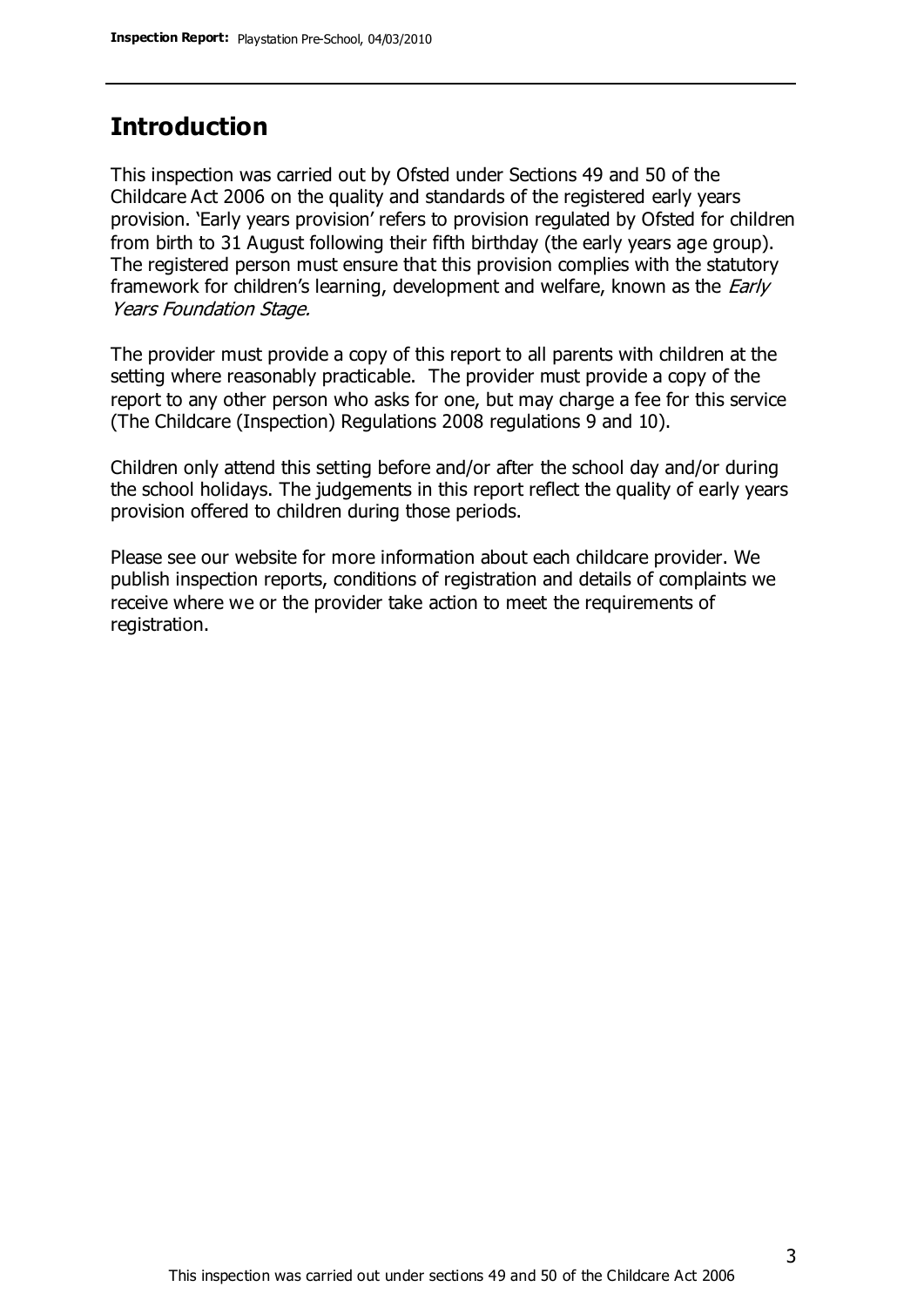## Introduction

This inspection was carried out by Ofsted under Sections 49 and 50 of the Childcare Act 2006 on the quality and standards of the registered early years provision. 'Early years provision' refers to provision regulated by Ofsted for children from birth to 31 August following their fifth birthday (the early years age group). The registered person must ensure that this provision complies with the statutory framework for children's learning, development and welfare, known as the *Early Years Foundation Stage.*

The provider must provide a copy of this report to all parents with children at the setting where reasonably practicable. The provider must provide a copy of the report to any other person who asks for one, but may charge a fee for this service (The Childcare (Inspection) Regulations 2008 regulations 9 and 10).

Children only attend this setting before and/or after the school day and/or during the school holidays. The judgements in this report reflect the quality of early years provision offered to children during those periods.

Please see our website for more information about each childcare provider. We publish inspection reports, conditions of registration and details of complaints we receive where we or the provider take action to meet the requirements of registration.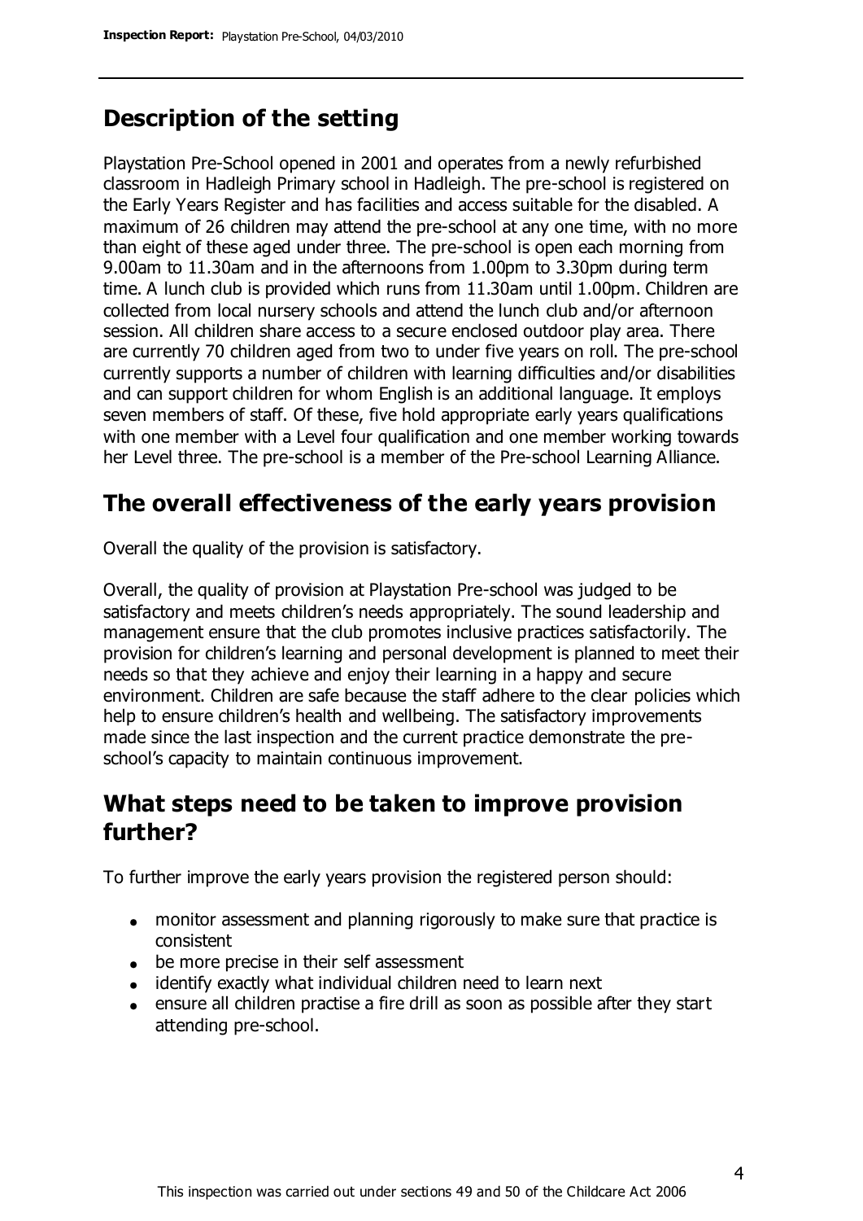## Description of the setting

Playstation Pre-School opened in 2001 and operates from a newly refurbished classroom in Hadleigh Primary school in Hadleigh. The pre-school is registered on the Early Years Register and has facilities and access suitable for the disabled. A maximum of 26 children may attend the pre-school at any one time, with no more than eight of these aged under three. The pre-school is open each morning from 9.00am to 11.30am and in the afternoons from 1.00pm to 3.30pm during term time. A lunch club is provided which runs from 11.30am until 1.00pm. Children are collected from local nursery schools and attend the lunch club and/or afternoon session. All children share access to a secure enclosed outdoor play area. There are currently 70 children aged from two to under five years on roll. The pre-school currently supports a number of children with learning difficulties and/or disabilities and can support children for whom English is an additional language. It employs seven members of staff. Of these, five hold appropriate early years qualifications with one member with a Level four qualification and one member working towards her Level three. The pre-school is a member of the Pre-school Learning Alliance.

## The overall effectiveness of the early years provision

Overall the quality of the provision is satisfactory.

Overall, the quality of provision at Playstation Pre-school was judged to be satisfactory and meets children's needs appropriately. The sound leadership and management ensure that the club promotes inclusive practices satisfactorily. The provision for children's learning and personal development is planned to meet their needs so that they achieve and enjoy their learning in a happy and secure environment. Children are safe because the staff adhere to the clear policies which help to ensure children's health and wellbeing. The satisfactory improvements made since the last inspection and the current practice demonstrate the pre-school's capacity to maintain continuous improvement.

## What steps need to be taken to improve provision further?

To further improve the early years provision the registered person should:

- monitor assessment and planning rigorously to make sure that practice is consistent
- be more precise in their self assessment
- identify exactly what individual children need to learn next
- ensure all children practise a fire drill as soon as possible after they start attending pre-school.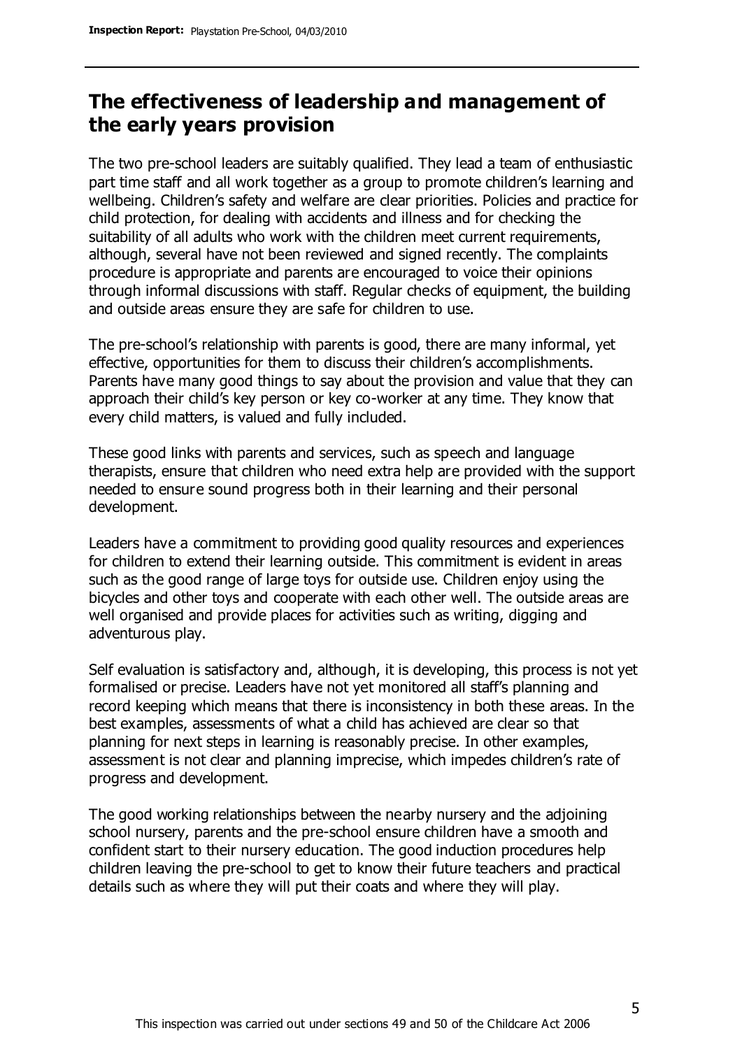## The effectiveness of leadership and management of the early years provision

The two pre-school leaders are suitably qualified. They lead a team of enthusiastic part time staff and all work together as a group to promote children's learning and wellbeing. Children's safety and welfare are clear priorities. Policies and practice for child protection, for dealing with accidents and illness and for checking the suitability of all adults who work with the children meet current requirements, although, several have not been reviewed and signed recently. The complaints procedure is appropriate and parents are encouraged to voice their opinions through informal discussions with staff. Regular checks of equipment, the building and outside areas ensure they are safe for children to use.

The pre-school's relationship with parents is good, there are many informal, yet effective, opportunities for them to discuss their children's accomplishments. Parents have many good things to say about the provision and value that they can approach their child's key person or key co-worker at any time. They know that every child matters, is valued and fully included.

These good links with parents and services, such as speech and language therapists, ensure that children who need extra help are provided with the support needed to ensure sound progress both in their learning and their personal development.

Leaders have a commitment to providing good quality resources and experiences for children to extend their learning outside. This commitment is evident in areas such as the good range of large toys for outside use. Children enjoy using the bicycles and other toys and cooperate with each other well. The outside areas are well organised and provide places for activities such as writing, digging and adventurous play.

Self evaluation is satisfactory and, although, it is developing, this process is not yet formalised or precise. Leaders have not yet monitored all staff's planning and record keeping which means that there is inconsistency in both these areas. In the best examples, assessments of what a child has achieved are clear so that planning for next steps in learning is reasonably precise. In other examples, assessment is not clear and planning imprecise, which impedes children's rate of progress and development.

The good working relationships between the nearby nursery and the adjoining school nursery, parents and the pre-school ensure children have a smooth and confident start to their nursery education. The good induction procedures help children leaving the pre-school to get to know their future teachers and practical details such as where they will put their coats and where they will play.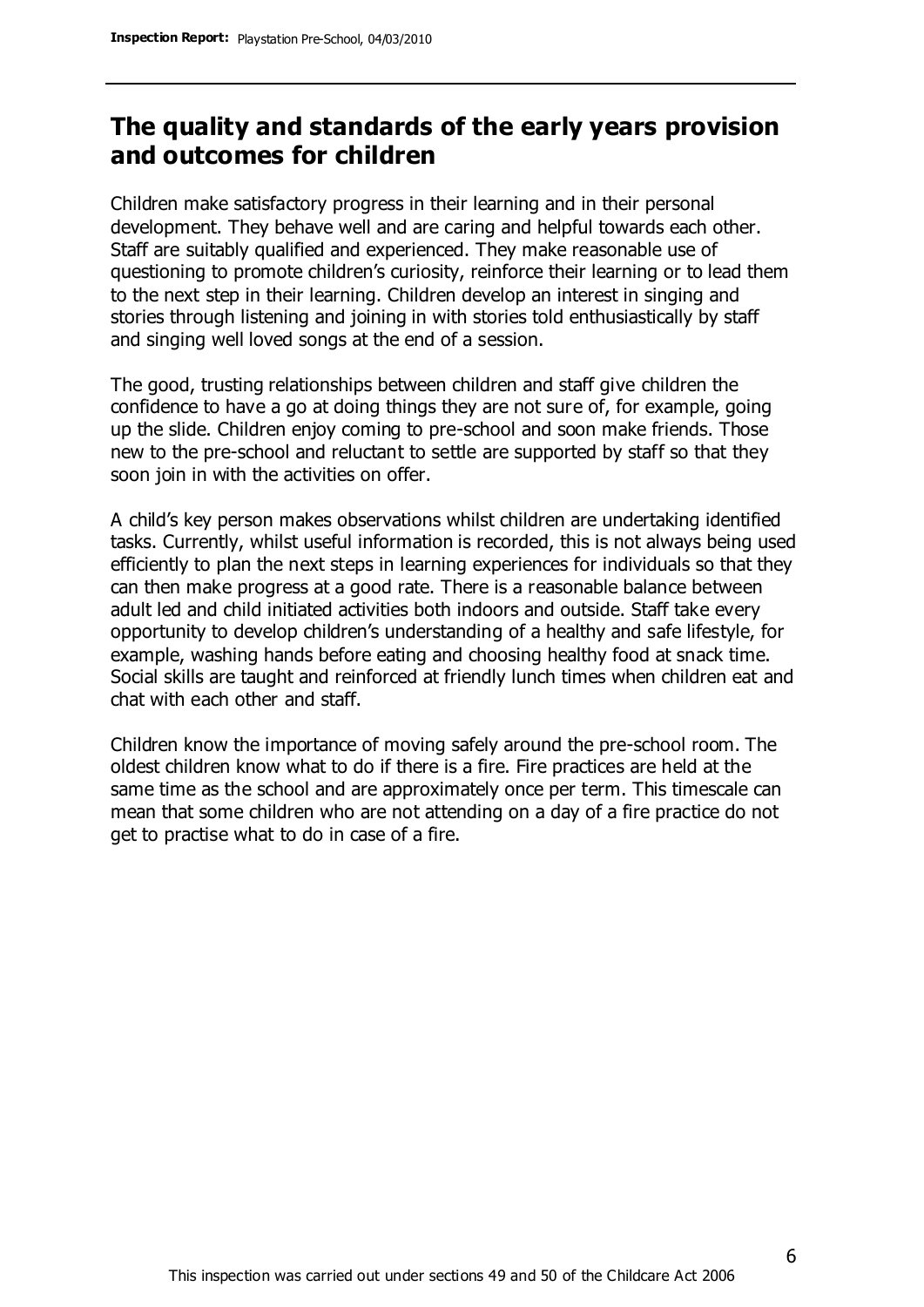## The quality and standards of the early years provision and outcomes for children

Children make satisfactory progress in their learning and in their personal development. They behave well and are caring and helpful towards each other. Staff are suitably qualified and experienced. They make reasonable use of questioning to promote children's curiosity, reinforce their learning or to lead them to the next step in their learning. Children develop an interest in singing and stories through listening and joining in with stories told enthusiastically by staff and singing well loved songs at the end of a session.

The good, trusting relationships between children and staff give children the confidence to have a go at doing things they are not sure of, for example, going up the slide. Children enjoy coming to pre-school and soon make friends. Those new to the pre-school and reluctant to settle are supported by staff so that they soon join in with the activities on offer.

A child's key person makes observations whilst children are undertaking identified tasks. Currently, whilst useful information is recorded, this is not always being used efficiently to plan the next steps in learning experiences for individuals so that they can then make progress at a good rate. There is a reasonable balance between adult led and child initiated activities both indoors and outside. Staff take every opportunity to develop children's understanding of a healthy and safe lifestyle, for example, washing hands before eating and choosing healthy food at snack time. Social skills are taught and reinforced at friendly lunch times when children eat and chat with each other and staff.

Children know the importance of moving safely around the pre-school room. The oldest children know what to do if there is a fire. Fire practices are held at the same time as the school and are approximately once per term. This timescale can mean that some children who are not attending on a day of a fire practice do not get to practise what to do in case of a fire.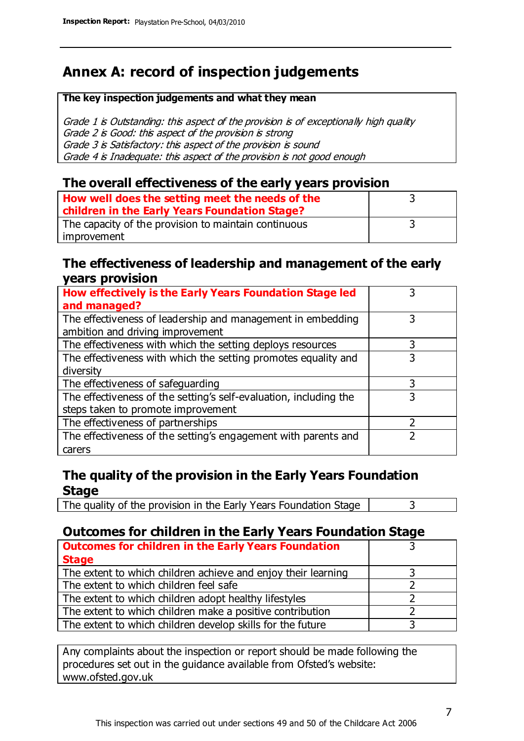# Annex A: record of inspection judgements

**The key inspection judgements and what they mean**

*Grade 1 is Outstanding: this aspect of the provision is of exceptionally high quality*
*Grade 2 is Good: this aspect of the provision is strong*
*Grade 3 is Satisfactory: this aspect of the provision is sound*
*Grade 4 is Inadequate: this aspect of the provision is not good enough*

## The overall effectiveness of the early years provision

| | |
|---|---|
| **How well does the setting meet the needs of the children in the Early Years Foundation Stage?** | 3 |
| The capacity of the provision to maintain continuous improvement | 3 |

## The effectiveness of leadership and management of the early years provision

| | |
|---|---|
| **How effectively is the Early Years Foundation Stage led and managed?** | 3 |
| The effectiveness of leadership and management in embedding ambition and driving improvement | 3 |
| The effectiveness with which the setting deploys resources | 3 |
| The effectiveness with which the setting promotes equality and diversity | 3 |
| The effectiveness of safeguarding | 3 |
| The effectiveness of the setting's self-evaluation, including the steps taken to promote improvement | 3 |
| The effectiveness of partnerships | 2 |
| The effectiveness of the setting's engagement with parents and carers | 2 |

## The quality of the provision in the Early Years Foundation Stage

| | |
|---|---|
| The quality of the provision in the Early Years Foundation Stage | 3 |

## Outcomes for children in the Early Years Foundation Stage

| | |
|---|---|
| **Outcomes for children in the Early Years Foundation Stage** | 3 |
| The extent to which children achieve and enjoy their learning | 3 |
| The extent to which children feel safe | 2 |
| The extent to which children adopt healthy lifestyles | 2 |
| The extent to which children make a positive contribution | 2 |
| The extent to which children develop skills for the future | 3 |

Any complaints about the inspection or report should be made following the procedures set out in the guidance available from Ofsted's website: www.ofsted.gov.uk

This inspection was carried out under sections 49 and 50 of the Childcare Act 2006